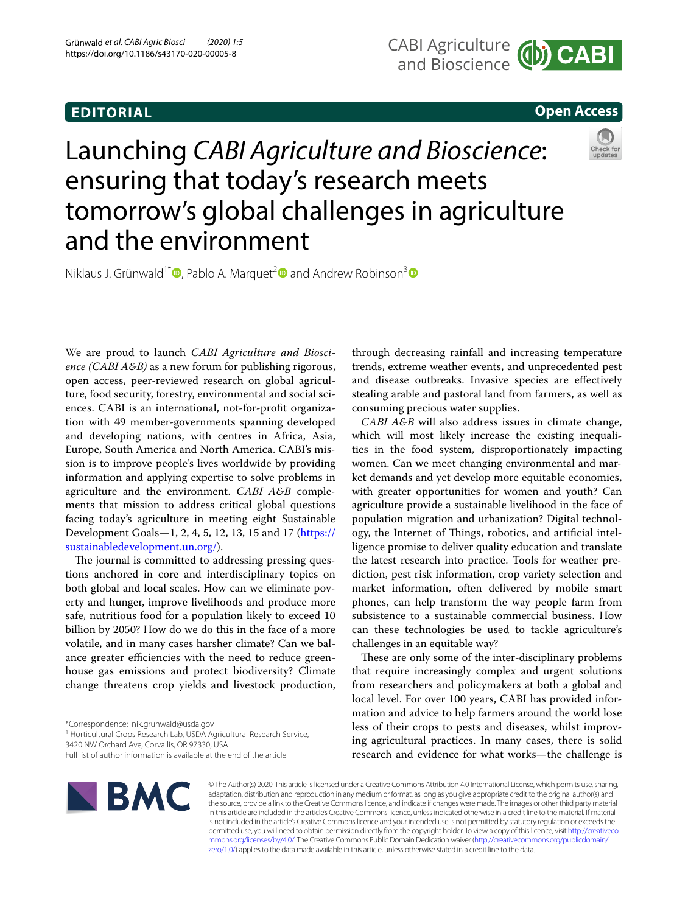EDITORIAL

Open Access

# Launching *CABI Agriculture and Bioscience*: ensuring that today's research meets tomorrow's global challenges in agriculture and the environment

Niklaus J. Grünwald[1*], Pablo A. Marquet[2] and Andrew Robinson[3]

We are proud to launch *CABI Agriculture and Bioscience (CABI A&B)* as a new forum for publishing rigorous, open access, peer-reviewed research on global agriculture, food security, forestry, environmental and social sciences. CABI is an international, not-for-profit organization with 49 member-governments spanning developed and developing nations, with centres in Africa, Asia, Europe, South America and North America. CABI's mission is to improve people's lives worldwide by providing information and applying expertise to solve problems in agriculture and the environment. *CABI A&B* complements that mission to address critical global questions facing today's agriculture in meeting eight Sustainable Development Goals—1, 2, 4, 5, 12, 13, 15 and 17 (https://sustainabledevelopment.un.org/).

The journal is committed to addressing pressing questions anchored in core and interdisciplinary topics on both global and local scales. How can we eliminate poverty and hunger, improve livelihoods and produce more safe, nutritious food for a population likely to exceed 10 billion by 2050? How do we do this in the face of a more volatile, and in many cases harsher climate? Can we balance greater efficiencies with the need to reduce greenhouse gas emissions and protect biodiversity? Climate change threatens crop yields and livestock production, through decreasing rainfall and increasing temperature trends, extreme weather events, and unprecedented pest and disease outbreaks. Invasive species are effectively stealing arable and pastoral land from farmers, as well as consuming precious water supplies.

*CABI A&B* will also address issues in climate change, which will most likely increase the existing inequalities in the food system, disproportionately impacting women. Can we meet changing environmental and market demands and yet develop more equitable economies, with greater opportunities for women and youth? Can agriculture provide a sustainable livelihood in the face of population migration and urbanization? Digital technology, the Internet of Things, robotics, and artificial intelligence promise to deliver quality education and translate the latest research into practice. Tools for weather prediction, pest risk information, crop variety selection and market information, often delivered by mobile smart phones, can help transform the way people farm from subsistence to a sustainable commercial business. How can these technologies be used to tackle agriculture's challenges in an equitable way?

These are only some of the inter-disciplinary problems that require increasingly complex and urgent solutions from researchers and policymakers at both a global and local level. For over 100 years, CABI has provided information and advice to help farmers around the world lose less of their crops to pests and diseases, whilst improving agricultural practices. In many cases, there is solid research and evidence for what works—the challenge is

*Correspondence: nik.grunwald@usda.gov

[1] Horticultural Crops Research Lab, USDA Agricultural Research Service, 3420 NW Orchard Ave, Corvallis, OR 97330, USA

Full list of author information is available at the end of the article

© The Author(s) 2020. This article is licensed under a Creative Commons Attribution 4.0 International License, which permits use, sharing, adaptation, distribution and reproduction in any medium or format, as long as you give appropriate credit to the original author(s) and the source, provide a link to the Creative Commons licence, and indicate if changes were made. The images or other third party material in this article are included in the article's Creative Commons licence, unless indicated otherwise in a credit line to the material. If material is not included in the article's Creative Commons licence and your intended use is not permitted by statutory regulation or exceeds the permitted use, you will need to obtain permission directly from the copyright holder. To view a copy of this licence, visit http://creativecommons.org/licenses/by/4.0/. The Creative Commons Public Domain Dedication waiver (http://creativecommons.org/publicdomain/zero/1.0/) applies to the data made available in this article, unless otherwise stated in a credit line to the data.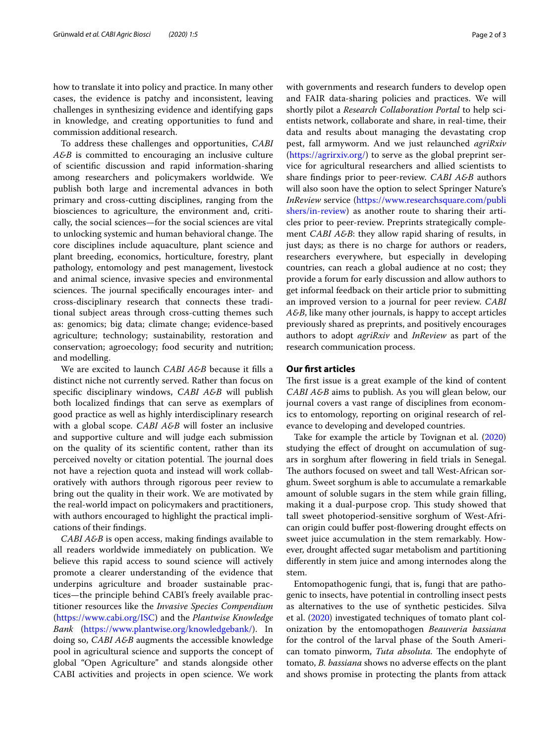how to translate it into policy and practice. In many other cases, the evidence is patchy and inconsistent, leaving challenges in synthesizing evidence and identifying gaps in knowledge, and creating opportunities to fund and commission additional research.

To address these challenges and opportunities, *CABI A&B* is committed to encouraging an inclusive culture of scientific discussion and rapid information-sharing among researchers and policymakers worldwide. We publish both large and incremental advances in both primary and cross-cutting disciplines, ranging from the biosciences to agriculture, the environment and, critically, the social sciences—for the social sciences are vital to unlocking systemic and human behavioral change. The core disciplines include aquaculture, plant science and plant breeding, economics, horticulture, forestry, plant pathology, entomology and pest management, livestock and animal science, invasive species and environmental sciences. The journal specifically encourages inter- and cross-disciplinary research that connects these traditional subject areas through cross-cutting themes such as: genomics; big data; climate change; evidence-based agriculture; technology; sustainability, restoration and conservation; agroecology; food security and nutrition; and modelling.

We are excited to launch *CABI A&B* because it fills a distinct niche not currently served. Rather than focus on specific disciplinary windows, *CABI A&B* will publish both localized findings that can serve as exemplars of good practice as well as highly interdisciplinary research with a global scope. *CABI A&B* will foster an inclusive and supportive culture and will judge each submission on the quality of its scientific content, rather than its perceived novelty or citation potential. The journal does not have a rejection quota and instead will work collaboratively with authors through rigorous peer review to bring out the quality in their work. We are motivated by the real-world impact on policymakers and practitioners, with authors encouraged to highlight the practical implications of their findings.

*CABI A&B* is open access, making findings available to all readers worldwide immediately on publication. We believe this rapid access to sound science will actively promote a clearer understanding of the evidence that underpins agriculture and broader sustainable practices—the principle behind CABI's freely available practitioner resources like the *Invasive Species Compendium* (https://www.cabi.org/ISC) and the *Plantwise Knowledge Bank* (https://www.plantwise.org/knowledgebank/). In doing so, *CABI A&B* augments the accessible knowledge pool in agricultural science and supports the concept of global "Open Agriculture" and stands alongside other CABI activities and projects in open science. We work with governments and research funders to develop open and FAIR data-sharing policies and practices. We will shortly pilot a *Research Collaboration Portal* to help scientists network, collaborate and share, in real-time, their data and results about managing the devastating crop pest, fall armyworm. And we just relaunched *agriRxiv* (https://agrirxiv.org/) to serve as the global preprint service for agricultural researchers and allied scientists to share findings prior to peer-review. *CABI A&B* authors will also soon have the option to select Springer Nature's *InReview* service (https://www.researchsquare.com/publishers/in-review) as another route to sharing their articles prior to peer-review. Preprints strategically complement *CABI A&B*: they allow rapid sharing of results, in just days; as there is no charge for authors or readers, researchers everywhere, but especially in developing countries, can reach a global audience at no cost; they provide a forum for early discussion and allow authors to get informal feedback on their article prior to submitting an improved version to a journal for peer review. *CABI A&B*, like many other journals, is happy to accept articles previously shared as preprints, and positively encourages authors to adopt *agriRxiv* and *InReview* as part of the research communication process.

## Our first articles

The first issue is a great example of the kind of content *CABI A&B* aims to publish. As you will glean below, our journal covers a vast range of disciplines from economics to entomology, reporting on original research of relevance to developing and developed countries.

Take for example the article by Tovignan et al. (2020) studying the effect of drought on accumulation of sugars in sorghum after flowering in field trials in Senegal. The authors focused on sweet and tall West-African sorghum. Sweet sorghum is able to accumulate a remarkable amount of soluble sugars in the stem while grain filling, making it a dual-purpose crop. This study showed that tall sweet photoperiod-sensitive sorghum of West-African origin could buffer post-flowering drought effects on sweet juice accumulation in the stem remarkably. However, drought affected sugar metabolism and partitioning differently in stem juice and among internodes along the stem.

Entomopathogenic fungi, that is, fungi that are pathogenic to insects, have potential in controlling insect pests as alternatives to the use of synthetic pesticides. Silva et al. (2020) investigated techniques of tomato plant colonization by the entomopathogen *Beauveria bassiana* for the control of the larval phase of the South American tomato pinworm, *Tuta absoluta*. The endophyte of tomato, *B. bassiana* shows no adverse effects on the plant and shows promise in protecting the plants from attack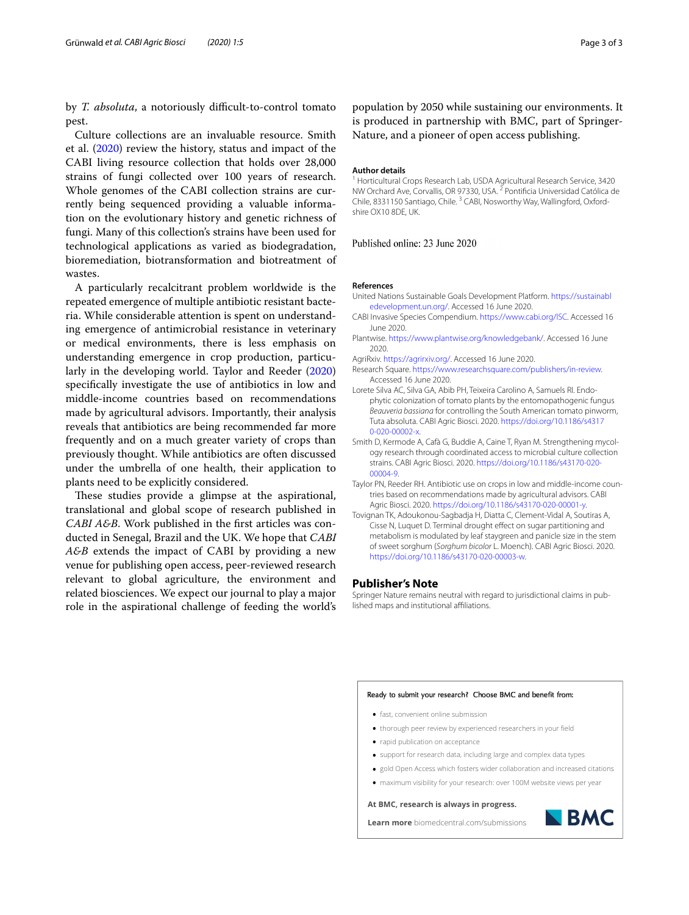by *T. absoluta*, a notoriously difficult-to-control tomato pest.

Culture collections are an invaluable resource. Smith et al. (2020) review the history, status and impact of the CABI living resource collection that holds over 28,000 strains of fungi collected over 100 years of research. Whole genomes of the CABI collection strains are currently being sequenced providing a valuable information on the evolutionary history and genetic richness of fungi. Many of this collection's strains have been used for technological applications as varied as biodegradation, bioremediation, biotransformation and biotreatment of wastes.

A particularly recalcitrant problem worldwide is the repeated emergence of multiple antibiotic resistant bacteria. While considerable attention is spent on understanding emergence of antimicrobial resistance in veterinary or medical environments, there is less emphasis on understanding emergence in crop production, particularly in the developing world. Taylor and Reeder (2020) specifically investigate the use of antibiotics in low and middle-income countries based on recommendations made by agricultural advisors. Importantly, their analysis reveals that antibiotics are being recommended far more frequently and on a much greater variety of crops than previously thought. While antibiotics are often discussed under the umbrella of one health, their application to plants need to be explicitly considered.

These studies provide a glimpse at the aspirational, translational and global scope of research published in *CABI A&B*. Work published in the first articles was conducted in Senegal, Brazil and the UK. We hope that *CABI A&B* extends the impact of CABI by providing a new venue for publishing open access, peer-reviewed research relevant to global agriculture, the environment and related biosciences. We expect our journal to play a major role in the aspirational challenge of feeding the world's population by 2050 while sustaining our environments. It is produced in partnership with BMC, part of Springer-Nature, and a pioneer of open access publishing.

#### Author details

[1] Horticultural Crops Research Lab, USDA Agricultural Research Service, 3420 NW Orchard Ave, Corvallis, OR 97330, USA. [2] Pontificia Universidad Católica de Chile, 8331150 Santiago, Chile. [3] CABI, Nosworthy Way, Wallingford, Oxfordshire OX10 8DE, UK.

Published online: 23 June 2020

#### References

United Nations Sustainable Goals Development Platform. https://sustainabledevelopment.un.org/. Accessed 16 June 2020.

CABI Invasive Species Compendium. https://www.cabi.org/ISC. Accessed 16 June 2020.

Plantwise. https://www.plantwise.org/knowledgebank/. Accessed 16 June 2020.

AgriRxiv. https://agrirxiv.org/. Accessed 16 June 2020.

Research Square. https://www.researchsquare.com/publishers/in-review. Accessed 16 June 2020.

Lorete Silva AC, Silva GA, Abib PH, Teixeira Carolino A, Samuels RI. Endophytic colonization of tomato plants by the entomopathogenic fungus *Beauveria bassiana* for controlling the South American tomato pinworm, Tuta absoluta. CABI Agric Biosci. 2020. https://doi.org/10.1186/s43170-020-00002-x.

Smith D, Kermode A, Cafà G, Buddie A, Caine T, Ryan M. Strengthening mycology research through coordinated access to microbial culture collection strains. CABI Agric Biosci. 2020. https://doi.org/10.1186/s43170-020-00004-9.

Taylor PN, Reeder RH. Antibiotic use on crops in low and middle-income countries based on recommendations made by agricultural advisors. CABI Agric Biosci. 2020. https://doi.org/10.1186/s43170-020-00001-y.

Tovignan TK, Adoukonou-Sagbadja H, Diatta C, Clement-Vidal A, Soutiras A, Cisse N, Luquet D. Terminal drought effect on sugar partitioning and metabolism is modulated by leaf staygreen and panicle size in the stem of sweet sorghum (*Sorghum bicolor* L. Moench). CABI Agric Biosci. 2020. https://doi.org/10.1186/s43170-020-00003-w.

## Publisher's Note

Springer Nature remains neutral with regard to jurisdictional claims in published maps and institutional affiliations.

Ready to submit your research? Choose BMC and benefit from:

- fast, convenient online submission
- thorough peer review by experienced researchers in your field
- rapid publication on acceptance
- support for research data, including large and complex data types
- gold Open Access which fosters wider collaboration and increased citations
- maximum visibility for your research: over 100M website views per year

**At BMC, research is always in progress.**

**Learn more** biomedcentral.com/submissions

BMC